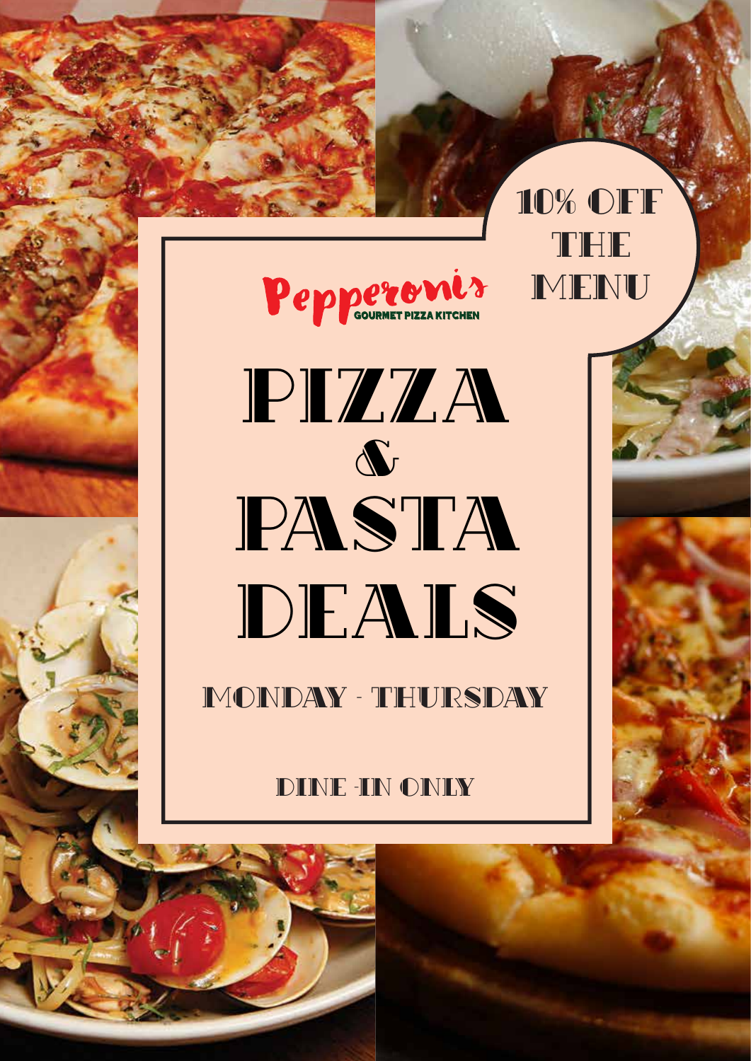Pepperonis
GOURMET PIZZA KITCHEN

10% OFF THE MENU

# PIZZA & PASTA DEALS

## MONDAY - THURSDAY

DINE -IN ONLY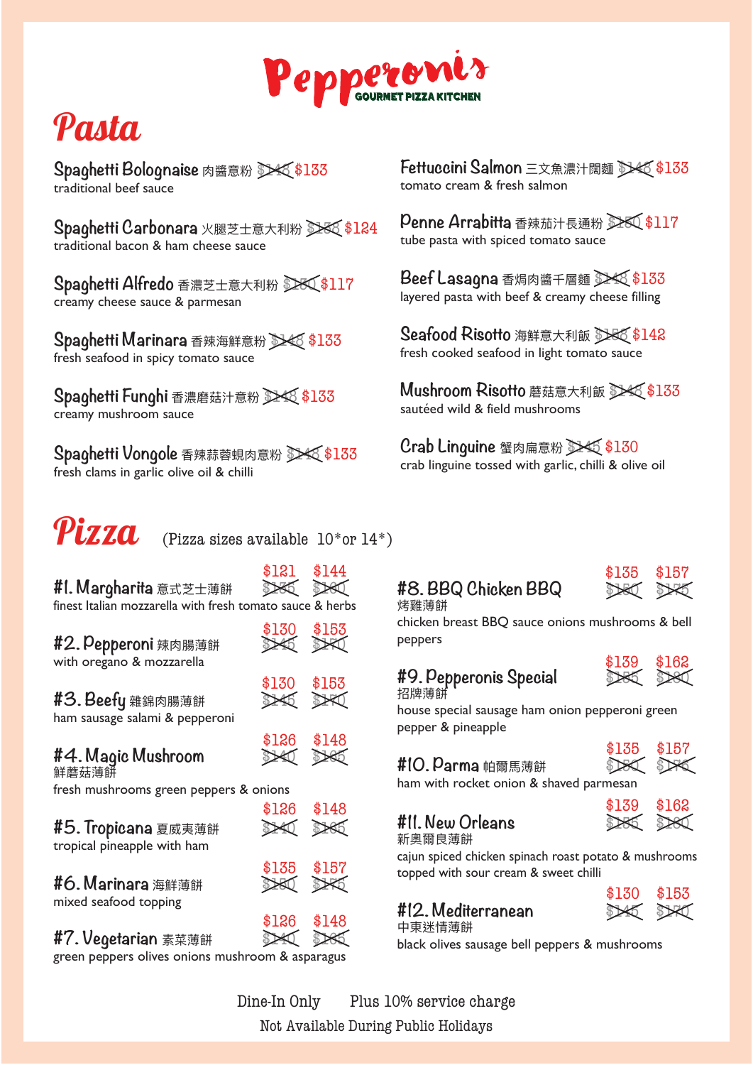# Pepperonis

GOURMET PIZZA KITCHEN

## Pasta

**Spaghetti Bolognaise** 肉醬意粉 ~~$148~~ $133
traditional beef sauce

**Spaghetti Carbonara** 火腿芝士意大利粉 ~~$138~~ $124
traditional bacon & ham cheese sauce

**Spaghetti Alfredo** 香濃芝士意大利粉 ~~$130~~ $117
creamy cheese sauce & parmesan

**Spaghetti Marinara** 香辣海鮮意粉 ~~$148~~ $133
fresh seafood in spicy tomato sauce

**Spaghetti Funghi** 香濃磨菇汁意粉 ~~$148~~ $133
creamy mushroom sauce

**Spaghetti Vongole** 香辣蒜蓉蜆肉意粉 ~~$148~~ $133
fresh clams in garlic olive oil & chilli

**Fettuccini Salmon** 三文魚濃汁闊麵 ~~$148~~ $133
tomato cream & fresh salmon

**Penne Arrabitta** 香辣茄汁長通粉 ~~$130~~ $117
tube pasta with spiced tomato sauce

**Beef Lasagna** 香焗肉醬千層麵 ~~$148~~ $133
layered pasta with beef & creamy cheese filling

**Seafood Risotto** 海鮮意大利飯 ~~$158~~ $142
fresh cooked seafood in light tomato sauce

**Mushroom Risotto** 蘑菇意大利飯 ~~$148~~ $133
sautéed wild & field mushrooms

**Crab Linguine** 蟹肉扁意粉 ~~$145~~ $130
crab linguine tossed with garlic, chilli & olive oil

## Pizza

(Pizza sizes available 10*or 14*)

**#1. Margharita** 意式芝士薄餅 $121 ~~$135~~ $144 ~~$160~~
finest Italian mozzarella with fresh tomato sauce & herbs

**#2. Pepperoni** 辣肉腸薄餅 $130 ~~$145~~ $153 ~~$170~~
with oregano & mozzarella

**#3. Beefy** 雜錦肉腸薄餅 $130 ~~$145~~ $153 ~~$170~~
ham sausage salami & pepperoni

**#4. Magic Mushroom** 鮮蘑菇薄餅 $126 ~~$140~~ $148 ~~$165~~
fresh mushrooms green peppers & onions

**#5. Tropicana** 夏威夷薄餅 $126 ~~$140~~ $148 ~~$165~~
tropical pineapple with ham

**#6. Marinara** 海鮮薄餅 $135 ~~$150~~ $157 ~~$175~~
mixed seafood topping

**#7. Vegetarian** 素菜薄餅 $126 ~~$140~~ $148 ~~$165~~
green peppers olives onions mushroom & asparagus

**#8. BBQ Chicken BBQ** 烤雞薄餅 $135 ~~$150~~ $157 ~~$175~~
chicken breast BBQ sauce onions mushrooms & bell peppers

**#9. Pepperonis Special** 招牌薄餅 $139 ~~$155~~ $162 ~~$180~~
house special sausage ham onion pepperoni green pepper & pineapple

**#10. Parma** 帕爾馬薄餅 $135 ~~$150~~ $157 ~~$175~~
ham with rocket onion & shaved parmesan

**#11. New Orleans** 新奧爾良薄餅 $139 ~~$155~~ $162 ~~$180~~
cajun spiced chicken spinach roast potato & mushrooms topped with sour cream & sweet chilli

**#12. Mediterranean** 中東迷情薄餅 $130 ~~$145~~ $153 ~~$170~~
black olives sausage bell peppers & mushrooms

Dine-In Only    Plus 10% service charge

Not Available During Public Holidays